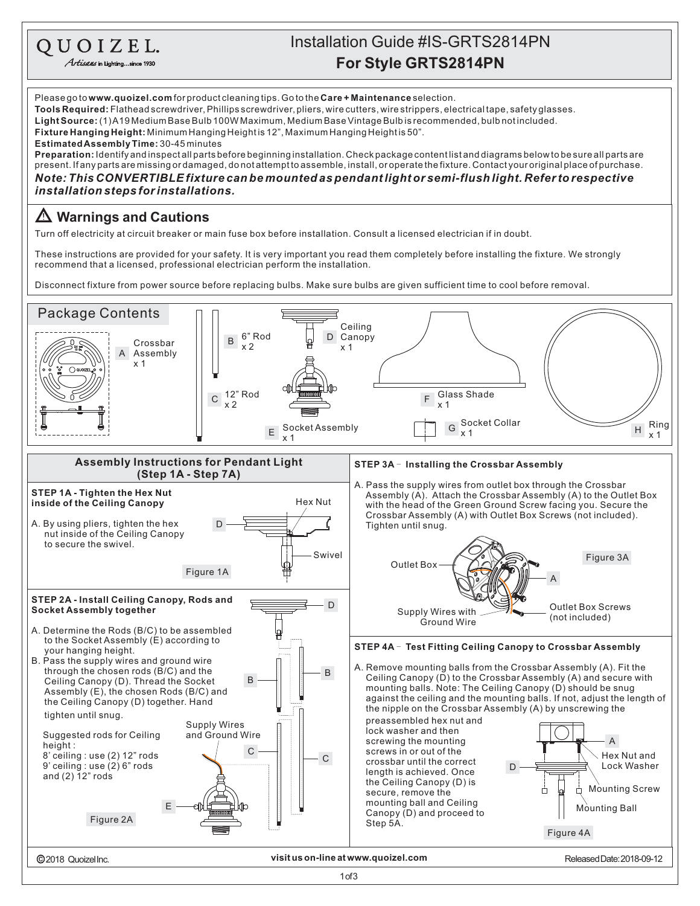QUOIZEL.
*Artisans in Lighting...since 1930*

# Installation Guide #IS-GRTS2814PN

## For Style GRTS2814PN

Please go to **www.quoizel.com** for product cleaning tips. Go to the **Care + Maintenance** selection.
**Tools Required:** Flathead screwdriver, Phillips screwdriver, pliers, wire cutters, wire strippers, electrical tape, safety glasses.
**Light Source:** (1) A19 Medium Base Bulb 100W Maximum, Medium Base Vintage Bulb is recommended, bulb not included.
**Fixture Hanging Height:** Minimum Hanging Height is 12", Maximum Hanging Height is 50".
**Estimated Assembly Time:** 30-45 minutes
**Preparation:** Identify and inspect all parts before beginning installation. Check package content list and diagrams below to be sure all parts are present. If any parts are missing or damaged, do not attempt to assemble, install, or operate the fixture. Contact your original place of purchase.

***Note: This CONVERTIBLE fixture can be mounted as pendant light or semi-flush light. Refer to respective installation steps for installations.***

## ⚠ Warnings and Cautions

Turn off electricity at circuit breaker or main fuse box before installation. Consult a licensed electrician if in doubt.

These instructions are provided for your safety. It is very important you read them completely before installing the fixture. We strongly recommend that a licensed, professional electrician perform the installation.

Disconnect fixture from power source before replacing bulbs. Make sure bulbs are given sufficient time to cool before removal.

## Package Contents

- A Crossbar Assembly x 1
- B 6" Rod x 2
- C 12" Rod x 2
- D Ceiling Canopy x 1
- E Socket Assembly x 1
- F Glass Shade x 1
- G Socket Collar x 1
- H Ring x 1

## Assembly Instructions for Pendant Light (Step 1A - Step 7A)

### STEP 1A - Tighten the Hex Nut inside of the Ceiling Canopy

A. By using pliers, tighten the hex nut inside of the Ceiling Canopy to secure the swivel.

D, Hex Nut, Swivel

Figure 1A

### STEP 2A - Install Ceiling Canopy, Rods and Socket Assembly together

A. Determine the Rods (B/C) to be assembled to the Socket Assembly (E) according to your hanging height.

B. Pass the supply wires and ground wire through the chosen rods (B/C) and the Ceiling Canopy (D). Thread the Socket Assembly (E), the chosen Rods (B/C) and the Ceiling Canopy (D) together. Hand tighten until snug.

Suggested rods for Ceiling height :
8' ceiling : use (2) 12" rods
9' ceiling : use (2) 6" rods and (2) 12" rods

D, B, C, E, Supply Wires and Ground Wire

Figure 2A

### STEP 3A – Installing the Crossbar Assembly

A. Pass the supply wires from outlet box through the Crossbar Assembly (A). Attach the Crossbar Assembly (A) to the Outlet Box with the head of the Green Ground Screw facing you. Secure the Crossbar Assembly (A) with Outlet Box Screws (not included). Tighten until snug.

Outlet Box, A, Supply Wires with Ground Wire, Outlet Box Screws (not included)

Figure 3A

### STEP 4A – Test Fitting Ceiling Canopy to Crossbar Assembly

A. Remove mounting balls from the Crossbar Assembly (A). Fit the Ceiling Canopy (D) to the Crossbar Assembly (A) and secure with mounting balls. Note: The Ceiling Canopy (D) should be snug against the ceiling and the mounting balls. If not, adjust the length of the nipple on the Crossbar Assembly (A) by unscrewing the preassembled hex nut and lock washer and then screwing the mounting screws in or out of the crossbar until the correct length is achieved. Once the Ceiling Canopy (D) is secure, remove the mounting ball and Ceiling Canopy (D) and proceed to Step 5A.

A, Hex Nut and Lock Washer, D, Mounting Screw, Mounting Ball

Figure 4A

©2018 Quoizel Inc. **visit us on-line at www.quoizel.com** Released Date: 2018-09-12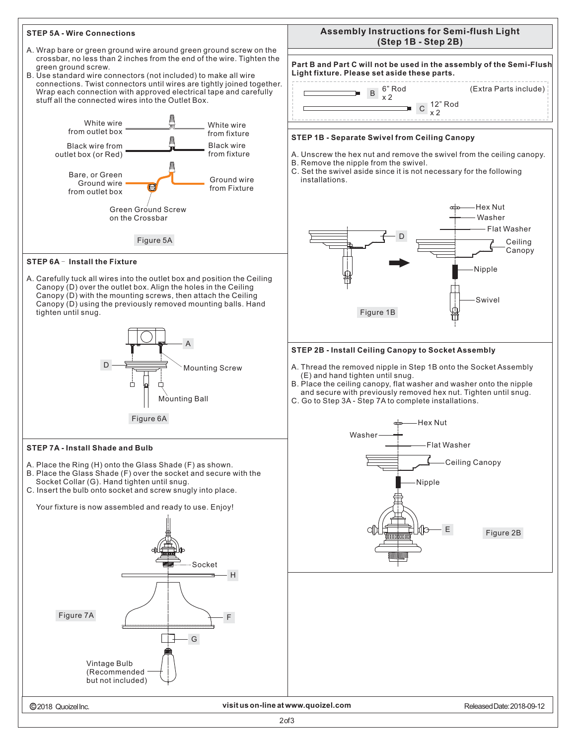## STEP 5A - Wire Connections

A. Wrap bare or green ground wire around green ground screw on the crossbar, no less than 2 inches from the end of the wire. Tighten the green ground screw.
B. Use standard wire connectors (not included) to make all wire connections. Twist connectors until wires are tightly joined together. Wrap each connection with approved electrical tape and carefully stuff all the connected wires into the Outlet Box.

White wire from outlet box — White wire from fixture
Black wire from outlet box (or Red) — Black wire from fixture
Bare, or Green Ground wire from outlet box — Ground wire from Fixture
Green Ground Screw on the Crossbar

Figure 5A

## STEP 6A - Install the Fixture

A. Carefully tuck all wires into the outlet box and position the Ceiling Canopy (D) over the outlet box. Align the holes in the Ceiling Canopy (D) with the mounting screws, then attach the Ceiling Canopy (D) using the previously removed mounting balls. Hand tighten until snug.

A
D
Mounting Screw
Mounting Ball

Figure 6A

## STEP 7A - Install Shade and Bulb

A. Place the Ring (H) onto the Glass Shade (F) as shown.
B. Place the Glass Shade (F) over the socket and secure with the Socket Collar (G). Hand tighten until snug.
C. Insert the bulb onto socket and screw snugly into place.

Your fixture is now assembled and ready to use. Enjoy!

Socket
H
F
G
Vintage Bulb (Recommended but not included)

Figure 7A

## Assembly Instructions for Semi-flush Light (Step 1B - Step 2B)

**Part B and Part C will not be used in the assembly of the Semi-Flush Light fixture. Please set aside these parts.**

(Extra Parts include)
B 6" Rod x 2
C 12" Rod x 2

## STEP 1B - Separate Swivel from Ceiling Canopy

A. Unscrew the hex nut and remove the swivel from the ceiling canopy.
B. Remove the nipple from the swivel.
C. Set the swivel aside since it is not necessary for the following installations.

D
Hex Nut
Washer
Flat Washer
Ceiling Canopy
Nipple
Swivel

Figure 1B

## STEP 2B - Install Ceiling Canopy to Socket Assembly

A. Thread the removed nipple in Step 1B onto the Socket Assembly (E) and hand tighten until snug.
B. Place the ceiling canopy, flat washer and washer onto the nipple and secure with previously removed hex nut. Tighten until snug.
C. Go to Step 3A - Step 7A to complete installations.

Hex Nut
Washer
Flat Washer
Ceiling Canopy
Nipple
E

Figure 2B

©2018 Quoizel Inc. visit us on-line at www.quoizel.com Released Date: 2018-09-12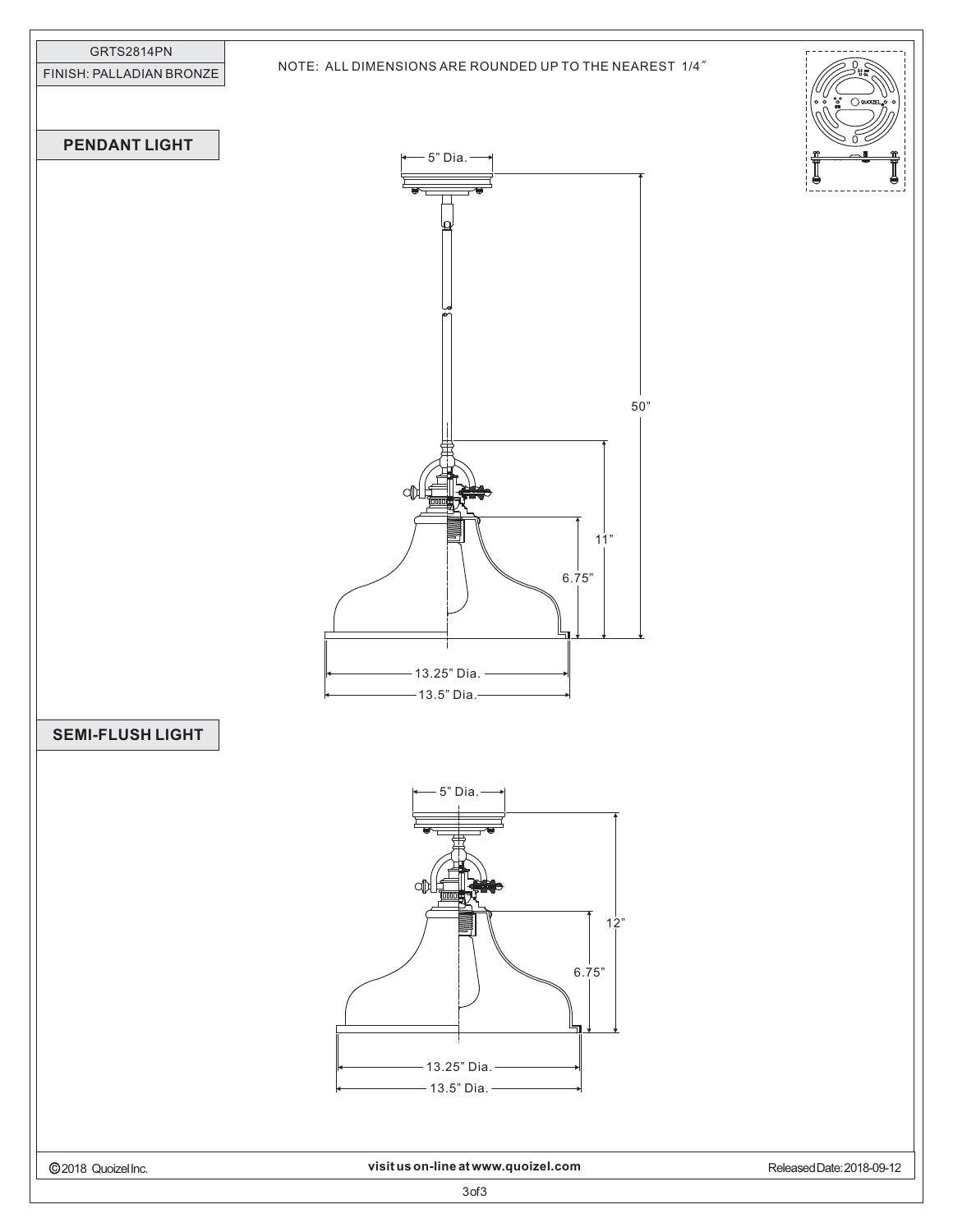GRTS2814PN

FINISH: PALLADIAN BRONZE

NOTE: ALL DIMENSIONS ARE ROUNDED UP TO THE NEAREST 1/4″

## PENDANT LIGHT

5" Dia.

50"

11"

6.75"

13.25" Dia.

13.5" Dia.

## SEMI-FLUSH LIGHT

5" Dia.

12"

6.75"

13.25" Dia.

13.5" Dia.

©2018 Quoizel Inc.

visit us on-line at www.quoizel.com

Released Date: 2018-09-12